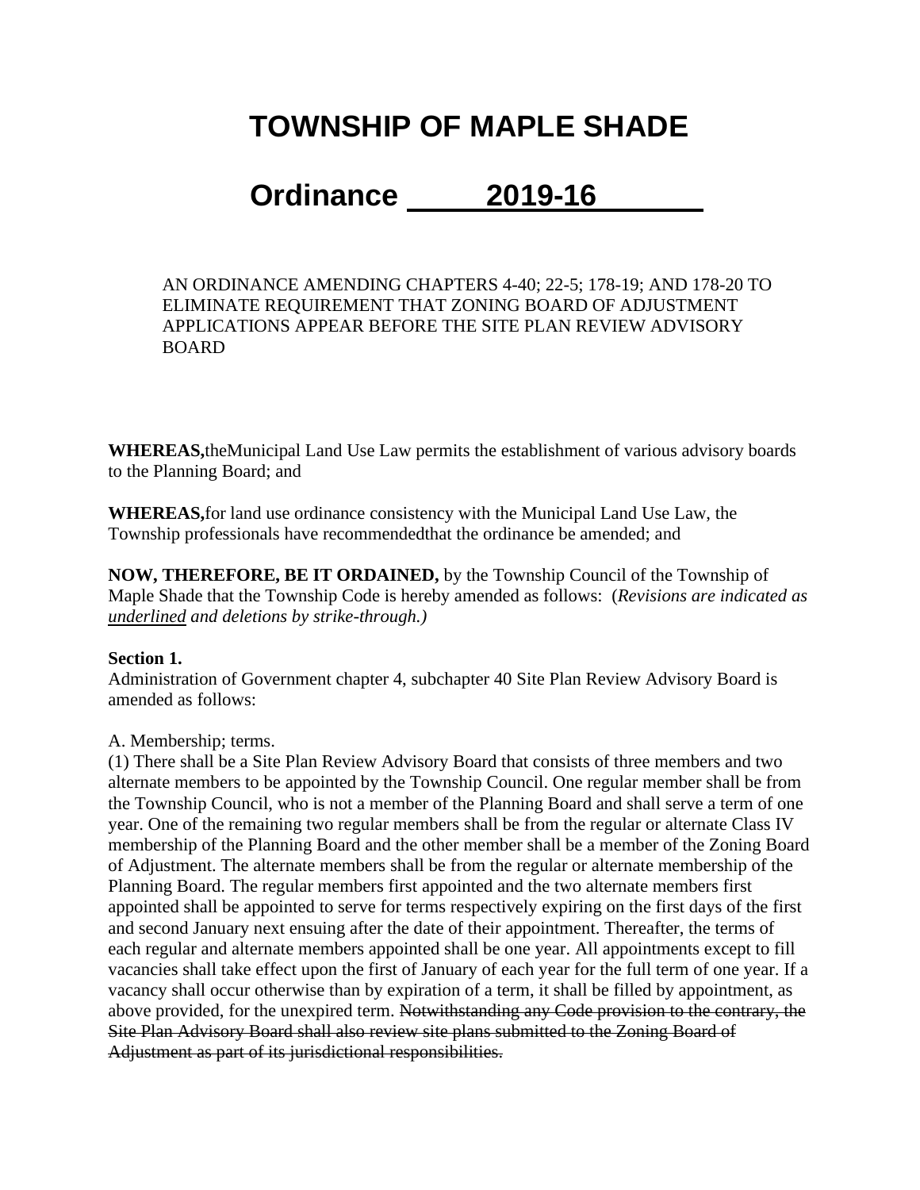# TOWNSHIP OF MAPLE SHADE

# Ordinance 2019-16

AN ORDINANCE AMENDING CHAPTERS 4-40; 22-5; 178-19; AND 178-20 TO ELIMINATE REQUIREMENT THAT ZONING BOARD OF ADJUSTMENT APPLICATIONS APPEAR BEFORE THE SITE PLAN REVIEW ADVISORY BOARD

**WHEREAS,** the Municipal Land Use Law permits the establishment of various advisory boards to the Planning Board; and

**WHEREAS,** for land use ordinance consistency with the Municipal Land Use Law, the Township professionals have recommended that the ordinance be amended; and

**NOW, THEREFORE, BE IT ORDAINED,** by the Township Council of the Township of Maple Shade that the Township Code is hereby amended as follows: (*Revisions are indicated as <u>underlined</u> and deletions by strike-through.)*

**Section 1.**
Administration of Government chapter 4, subchapter 40 Site Plan Review Advisory Board is amended as follows:

A. Membership; terms.
(1) There shall be a Site Plan Review Advisory Board that consists of three members and two alternate members to be appointed by the Township Council. One regular member shall be from the Township Council, who is not a member of the Planning Board and shall serve a term of one year. One of the remaining two regular members shall be from the regular or alternate Class IV membership of the Planning Board and the other member shall be a member of the Zoning Board of Adjustment. The alternate members shall be from the regular or alternate membership of the Planning Board. The regular members first appointed and the two alternate members first appointed shall be appointed to serve for terms respectively expiring on the first days of the first and second January next ensuing after the date of their appointment. Thereafter, the terms of each regular and alternate members appointed shall be one year. All appointments except to fill vacancies shall take effect upon the first of January of each year for the full term of one year. If a vacancy shall occur otherwise than by expiration of a term, it shall be filled by appointment, as above provided, for the unexpired term. ~~Notwithstanding any Code provision to the contrary, the Site Plan Advisory Board shall also review site plans submitted to the Zoning Board of Adjustment as part of its jurisdictional responsibilities.~~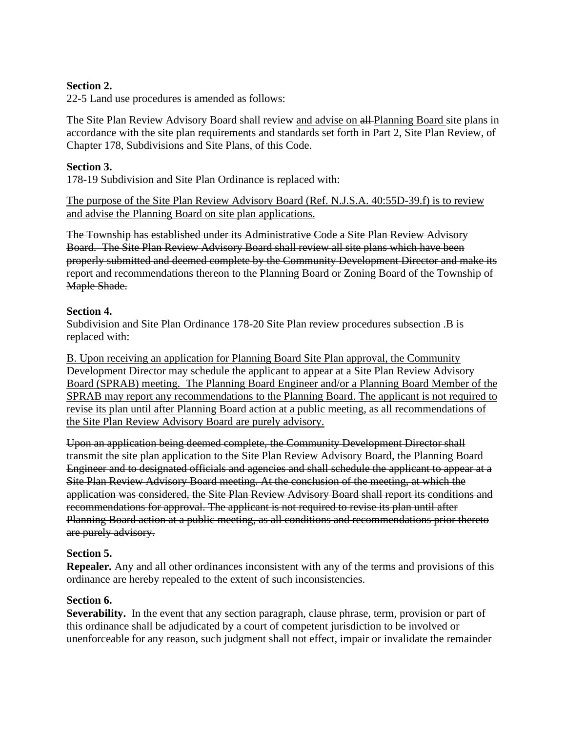**Section 2.**
22-5 Land use procedures is amended as follows:

The Site Plan Review Advisory Board shall review <u>and advise on</u> ~~all~~ <u>Planning Board</u> site plans in accordance with the site plan requirements and standards set forth in Part 2, Site Plan Review, of Chapter 178, Subdivisions and Site Plans, of this Code.

**Section 3.**
178-19 Subdivision and Site Plan Ordinance is replaced with:

<u>The purpose of the Site Plan Review Advisory Board (Ref. N.J.S.A. 40:55D-39.f) is to review and advise the Planning Board on site plan applications.</u>

~~The Township has established under its Administrative Code a Site Plan Review Advisory Board. The Site Plan Review Advisory Board shall review all site plans which have been properly submitted and deemed complete by the Community Development Director and make its report and recommendations thereon to the Planning Board or Zoning Board of the Township of Maple Shade.~~

**Section 4.**
Subdivision and Site Plan Ordinance 178-20 Site Plan review procedures subsection .B is replaced with:

<u>B. Upon receiving an application for Planning Board Site Plan approval, the Community Development Director may schedule the applicant to appear at a Site Plan Review Advisory Board (SPRAB) meeting. The Planning Board Engineer and/or a Planning Board Member of the SPRAB may report any recommendations to the Planning Board. The applicant is not required to revise its plan until after Planning Board action at a public meeting, as all recommendations of the Site Plan Review Advisory Board are purely advisory.</u>

~~Upon an application being deemed complete, the Community Development Director shall transmit the site plan application to the Site Plan Review Advisory Board, the Planning Board Engineer and to designated officials and agencies and shall schedule the applicant to appear at a Site Plan Review Advisory Board meeting. At the conclusion of the meeting, at which the application was considered, the Site Plan Review Advisory Board shall report its conditions and recommendations for approval. The applicant is not required to revise its plan until after Planning Board action at a public meeting, as all conditions and recommendations prior thereto are purely advisory.~~

**Section 5.**
**Repealer.** Any and all other ordinances inconsistent with any of the terms and provisions of this ordinance are hereby repealed to the extent of such inconsistencies.

**Section 6.**
**Severability.** In the event that any section paragraph, clause phrase, term, provision or part of this ordinance shall be adjudicated by a court of competent jurisdiction to be involved or unenforceable for any reason, such judgment shall not effect, impair or invalidate the remainder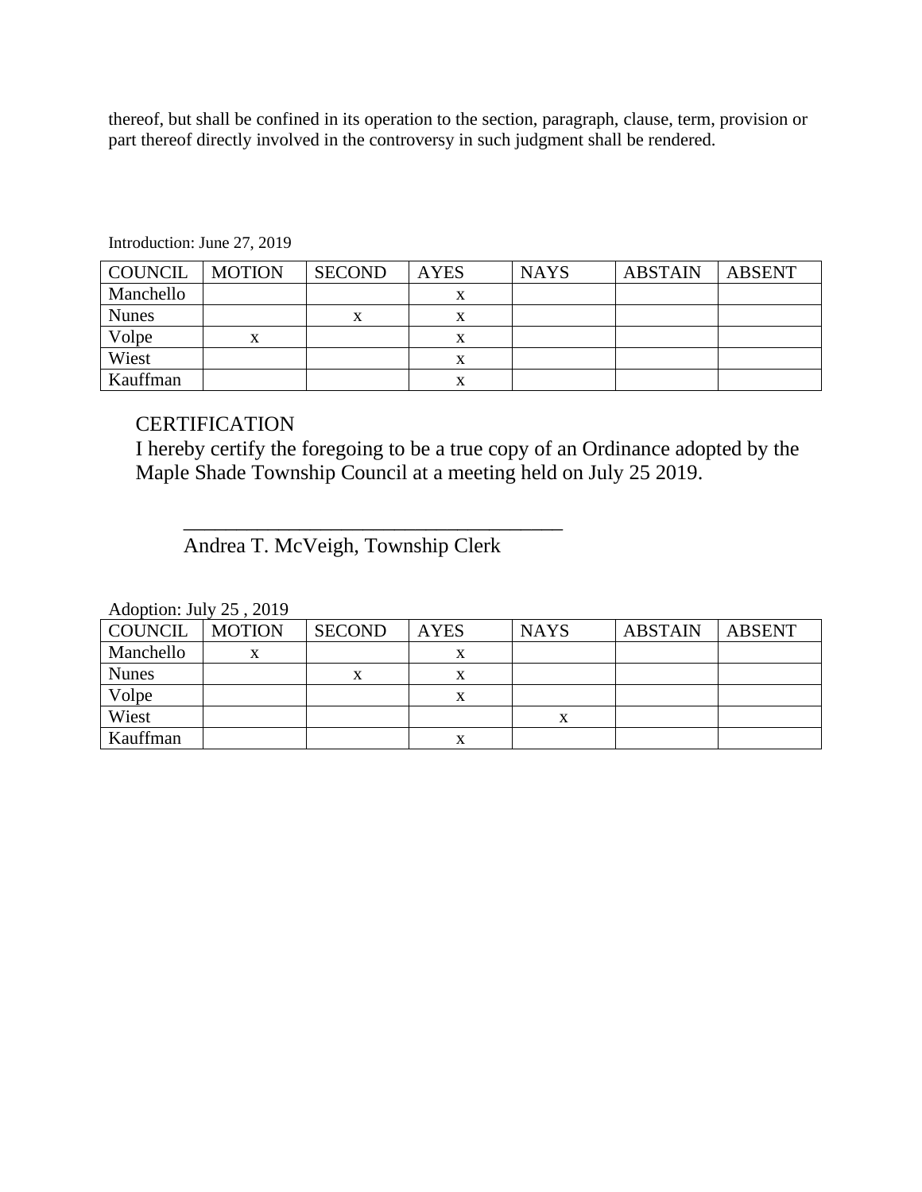thereof, but shall be confined in its operation to the section, paragraph, clause, term, provision or part thereof directly involved in the controversy in such judgment shall be rendered.

Introduction: June 27, 2019

| COUNCIL | MOTION | SECOND | AYES | NAYS | ABSTAIN | ABSENT |
|---|---|---|---|---|---|---|
| Manchello | | | x | | | |
| Nunes | | x | x | | | |
| Volpe | x | | x | | | |
| Wiest | | | x | | | |
| Kauffman | | | x | | | |

CERTIFICATION

I hereby certify the foregoing to be a true copy of an Ordinance adopted by the Maple Shade Township Council at a meeting held on July 25 2019.

_____________________________________

Andrea T. McVeigh, Township Clerk

Adoption: July 25 , 2019

| COUNCIL | MOTION | SECOND | AYES | NAYS | ABSTAIN | ABSENT |
|---|---|---|---|---|---|---|
| Manchello | x | | x | | | |
| Nunes | | x | x | | | |
| Volpe | | | x | | | |
| Wiest | | | | x | | |
| Kauffman | | | x | | | |